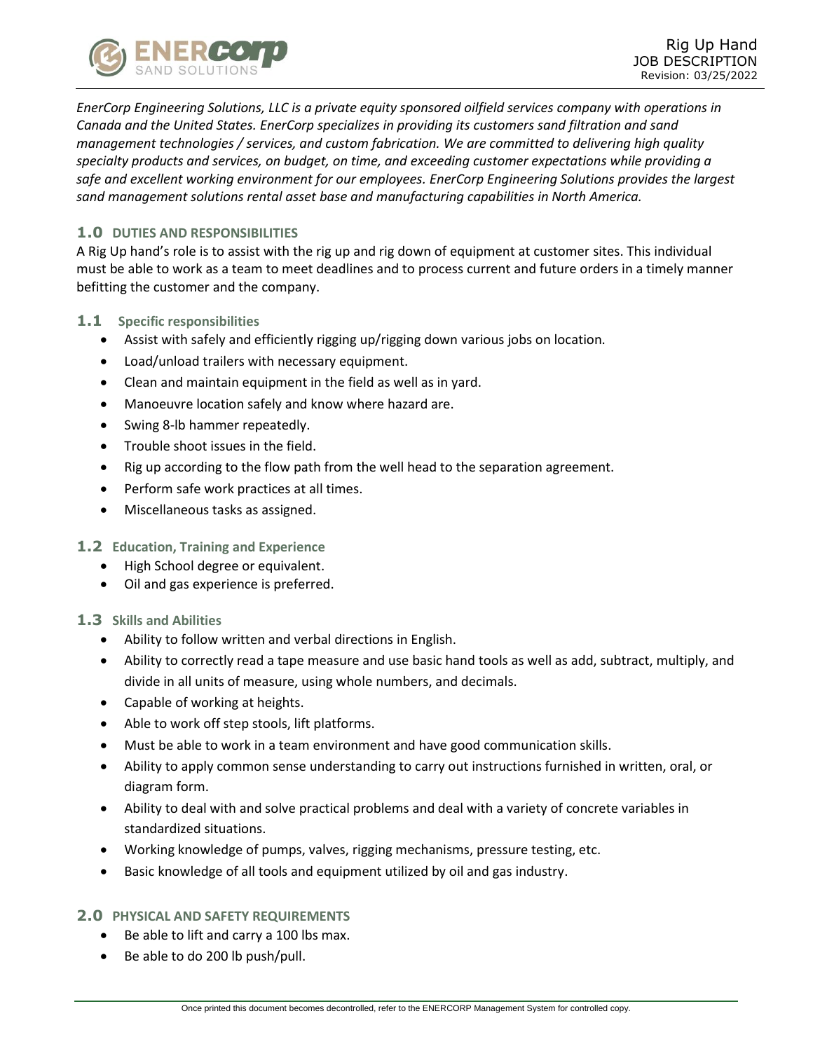Rig Up Hand
JOB DESCRIPTION
Revision: 03/25/2022

*EnerCorp Engineering Solutions, LLC is a private equity sponsored oilfield services company with operations in Canada and the United States. EnerCorp specializes in providing its customers sand filtration and sand management technologies / services, and custom fabrication. We are committed to delivering high quality specialty products and services, on budget, on time, and exceeding customer expectations while providing a safe and excellent working environment for our employees. EnerCorp Engineering Solutions provides the largest sand management solutions rental asset base and manufacturing capabilities in North America.*

## 1.0 DUTIES AND RESPONSIBILITIES

A Rig Up hand's role is to assist with the rig up and rig down of equipment at customer sites. This individual must be able to work as a team to meet deadlines and to process current and future orders in a timely manner befitting the customer and the company.

### 1.1 Specific responsibilities

- Assist with safely and efficiently rigging up/rigging down various jobs on location.
- Load/unload trailers with necessary equipment.
- Clean and maintain equipment in the field as well as in yard.
- Manoeuvre location safely and know where hazard are.
- Swing 8-lb hammer repeatedly.
- Trouble shoot issues in the field.
- Rig up according to the flow path from the well head to the separation agreement.
- Perform safe work practices at all times.
- Miscellaneous tasks as assigned.

### 1.2 Education, Training and Experience

- High School degree or equivalent.
- Oil and gas experience is preferred.

### 1.3 Skills and Abilities

- Ability to follow written and verbal directions in English.
- Ability to correctly read a tape measure and use basic hand tools as well as add, subtract, multiply, and divide in all units of measure, using whole numbers, and decimals.
- Capable of working at heights.
- Able to work off step stools, lift platforms.
- Must be able to work in a team environment and have good communication skills.
- Ability to apply common sense understanding to carry out instructions furnished in written, oral, or diagram form.
- Ability to deal with and solve practical problems and deal with a variety of concrete variables in standardized situations.
- Working knowledge of pumps, valves, rigging mechanisms, pressure testing, etc.
- Basic knowledge of all tools and equipment utilized by oil and gas industry.

## 2.0 PHYSICAL AND SAFETY REQUIREMENTS

- Be able to lift and carry a 100 lbs max.
- Be able to do 200 lb push/pull.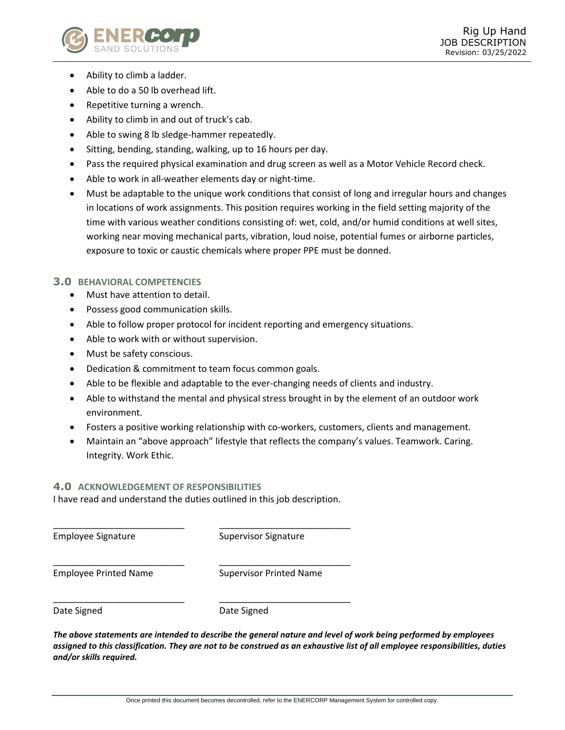- Ability to climb a ladder.
- Able to do a 50 lb overhead lift.
- Repetitive turning a wrench.
- Ability to climb in and out of truck's cab.
- Able to swing 8 lb sledge-hammer repeatedly.
- Sitting, bending, standing, walking, up to 16 hours per day.
- Pass the required physical examination and drug screen as well as a Motor Vehicle Record check.
- Able to work in all-weather elements day or night-time.
- Must be adaptable to the unique work conditions that consist of long and irregular hours and changes in locations of work assignments. This position requires working in the field setting majority of the time with various weather conditions consisting of: wet, cold, and/or humid conditions at well sites, working near moving mechanical parts, vibration, loud noise, potential fumes or airborne particles, exposure to toxic or caustic chemicals where proper PPE must be donned.

## 3.0 BEHAVIORAL COMPETENCIES

- Must have attention to detail.
- Possess good communication skills.
- Able to follow proper protocol for incident reporting and emergency situations.
- Able to work with or without supervision.
- Must be safety conscious.
- Dedication & commitment to team focus common goals.
- Able to be flexible and adaptable to the ever-changing needs of clients and industry.
- Able to withstand the mental and physical stress brought in by the element of an outdoor work environment.
- Fosters a positive working relationship with co-workers, customers, clients and management.
- Maintain an "above approach" lifestyle that reflects the company's values. Teamwork. Caring. Integrity. Work Ethic.

## 4.0 ACKNOWLEDGEMENT OF RESPONSIBILITIES

I have read and understand the duties outlined in this job description.

| | |
|---|---|
| ___________________________ | ___________________________ |
| Employee Signature | Supervisor Signature |
| ___________________________ | ___________________________ |
| Employee Printed Name | Supervisor Printed Name |
| ___________________________ | ___________________________ |
| Date Signed | Date Signed |

***The above statements are intended to describe the general nature and level of work being performed by employees assigned to this classification. They are not to be construed as an exhaustive list of all employee responsibilities, duties and/or skills required.***